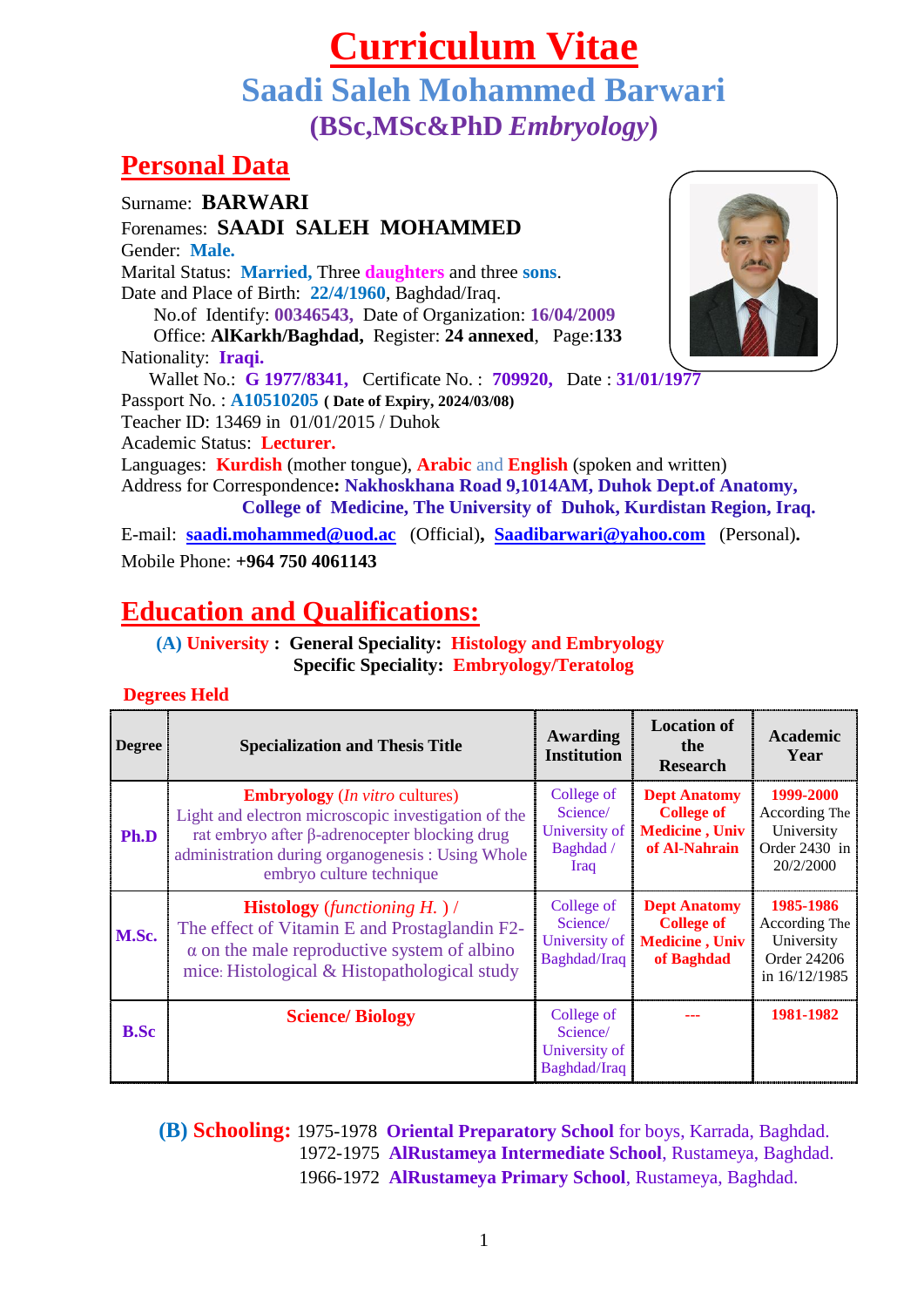# Curriculum Vitae

## Saadi Saleh Mohammed Barwari

### (BSc,MSc&PhD *Embryology*)

## Personal Data

Surname: **BARWARI**

Forenames: **SAADI SALEH MOHAMMED**

Gender: **Male.**

Marital Status: **Married,** Three **daughters** and three **sons**.

Date and Place of Birth: **22/4/1960**, Baghdad/Iraq.

No.of Identify: **00346543,** Date of Organization: **16/04/2009**

Office: **AlKarkh/Baghdad,** Register: **24 annexed**, Page:**133**

Nationality: **Iraqi.**

Wallet No.: **G 1977/8341,** Certificate No. : **709920,** Date : **31/01/1977**

Passport No. : **A10510205** **( Date of Expiry, 2024/03/08)**

Teacher ID: 13469 in 01/01/2015 / Duhok

Academic Status: **Lecturer.**

Languages: **Kurdish** (mother tongue), **Arabic** and **English** (spoken and written)

Address for Correspondence**: Nakhoskhana Road 9,1014AM, Duhok Dept.of Anatomy, College of Medicine, The University of Duhok, Kurdistan Region, Iraq.**

E-mail: **saadi.mohammed@uod.ac** (Official)**, Saadibarwari@yahoo.com** (Personal)**.**

Mobile Phone: **+964 750 4061143**

## Education and Qualifications:

**(A) University : General Speciality: Histology and Embryology**

**Specific Speciality: Embryology/Teratolog**

**Degrees Held**

| Degree | Specialization and Thesis Title | Awarding Institution | Location of the Research | Academic Year |
|---|---|---|---|---|
| **Ph.D** | **Embryology** (*In vitro* cultures) Light and electron microscopic investigation of the rat embryo after β-adrenocepter blocking drug administration during organogenesis : Using Whole embryo culture technique | College of Science/ University of Baghdad / Iraq | **Dept Anatomy College of Medicine , Univ of Al-Nahrain** | **1999-2000** According The University Order 2430 in 20/2/2000 |
| **M.Sc.** | **Histology** (*functioning H.* ) / The effect of Vitamin E and Prostaglandin F2-α on the male reproductive system of albino mice: Histological & Histopathological study | College of Science/ University of Baghdad/Iraq | **Dept Anatomy College of Medicine , Univ of Baghdad** | **1985-1986** According The University Order 24206 in 16/12/1985 |
| **B.Sc** | **Science/ Biology** | College of Science/ University of Baghdad/Iraq | --- | **1981-1982** |

**(B) Schooling:** 1975-1978 **Oriental Preparatory School** for boys, Karrada, Baghdad.

1972-1975 **AlRustameya Intermediate School**, Rustameya, Baghdad.

1966-1972 **AlRustameya Primary School**, Rustameya, Baghdad.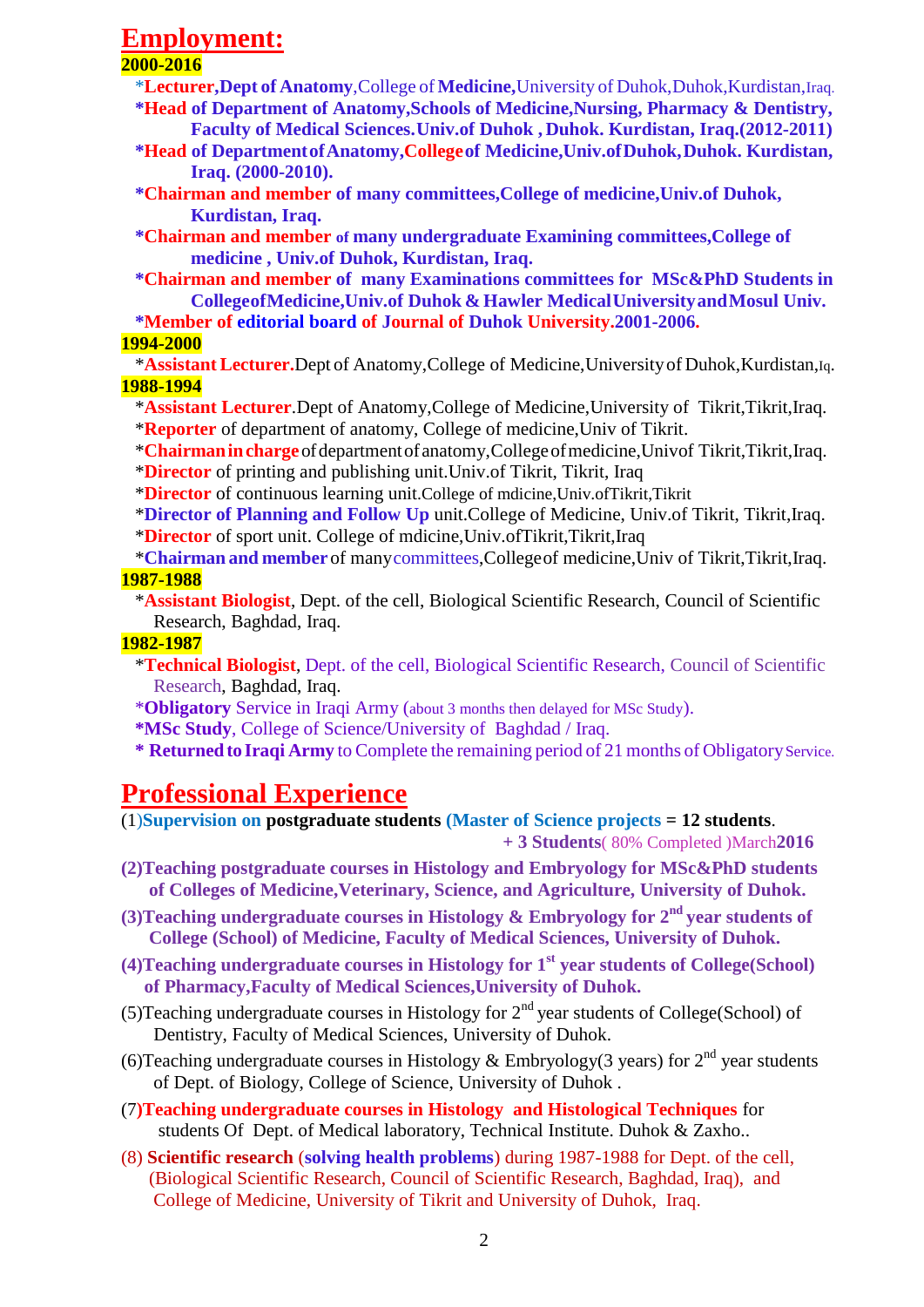## Employment:

**2000-2016**

- *Lecturer, **Dept of Anatomy**, College of **Medicine,** University of Duhok, Duhok, Kurdistan, Iraq.
- ***Head of Department of Anatomy, Schools of Medicine, Nursing, Pharmacy & Dentistry, Faculty of Medical Sciences. Univ. of Duhok , Duhok. Kurdistan, Iraq.(2012-2011)***
- ***Head of Department of Anatomy, College of Medicine, Univ. of Duhok, Duhok. Kurdistan, Iraq. (2000-2010).***
- ***Chairman and member of many committees, College of medicine, Univ. of Duhok, Kurdistan, Iraq.***
- ***Chairman and member of many undergraduate Examining committees, College of medicine , Univ. of Duhok, Kurdistan, Iraq.***
- ***Chairman and member of many Examinations committees for MSc&PhD Students in College of Medicine, Univ. of Duhok & Hawler Medical University and Mosul Univ.***
- ***Member of editorial board of Journal of Duhok University. 2001-2006.***

**1994-2000**

- ***Assistant Lecturer**. Dept of Anatomy, College of Medicine, University of Duhok, Kurdistan, Iq.

**1988-1994**

- ***Assistant Lecturer**. Dept of Anatomy, College of Medicine, University of Tikrit, Tikrit, Iraq.
- ***Reporter** of department of anatomy, College of medicine, Univ of Tikrit.
- ***Chairman in charge** of department of anatomy, College of medicine, Univ of Tikrit, Tikrit, Iraq.
- ***Director** of printing and publishing unit. Univ. of Tikrit, Tikrit, Iraq
- ***Director** of continuous learning unit. College of mdicine, Univ. of Tikrit, Tikrit
- ***Director of Planning and Follow Up** unit. College of Medicine, Univ. of Tikrit, Tikrit, Iraq.
- ***Director** of sport unit. College of mdicine, Univ. of Tikrit, Tikrit, Iraq
- ***Chairman and member** of many committees, College of medicine, Univ of Tikrit, Tikrit, Iraq.

**1987-1988**

- ***Assistant Biologist**, Dept. of the cell, Biological Scientific Research, Council of Scientific Research, Baghdad, Iraq.

**1982-1987**

- ***Technical Biologist**, Dept. of the cell, Biological Scientific Research, Council of Scientific Research, Baghdad, Iraq.
- ***Obligatory** Service in Iraqi Army (about 3 months then delayed for MSc Study).
- ***MSc Study**, College of Science/University of Baghdad / Iraq.
- *** Returned to Iraqi Army** to Complete the remaining period of 21 months of Obligatory Service.

## Professional Experience

(1) **Supervision on postgraduate students (Master of Science projects = 12 students.**
**+ 3 Students**( 80% Completed )March**2016**

(2) **Teaching postgraduate courses in Histology and Embryology for MSc&PhD students of Colleges of Medicine, Veterinary, Science, and Agriculture, University of Duhok.**

(3) **Teaching undergraduate courses in Histology & Embryology for 2nd year students of College (School) of Medicine, Faculty of Medical Sciences, University of Duhok.**

(4) **Teaching undergraduate courses in Histology for 1st year students of College(School) of Pharmacy, Faculty of Medical Sciences, University of Duhok.**

(5) Teaching undergraduate courses in Histology for 2nd year students of College(School) of Dentistry, Faculty of Medical Sciences, University of Duhok.

(6) Teaching undergraduate courses in Histology & Embryology(3 years) for 2nd year students of Dept. of Biology, College of Science, University of Duhok .

(7) **Teaching undergraduate courses in Histology and Histological Techniques** for students Of Dept. of Medical laboratory, Technical Institute. Duhok & Zaxho..

(8) **Scientific research** (**solving health problems**) during 1987-1988 for Dept. of the cell, (Biological Scientific Research, Council of Scientific Research, Baghdad, Iraq), and College of Medicine, University of Tikrit and University of Duhok, Iraq.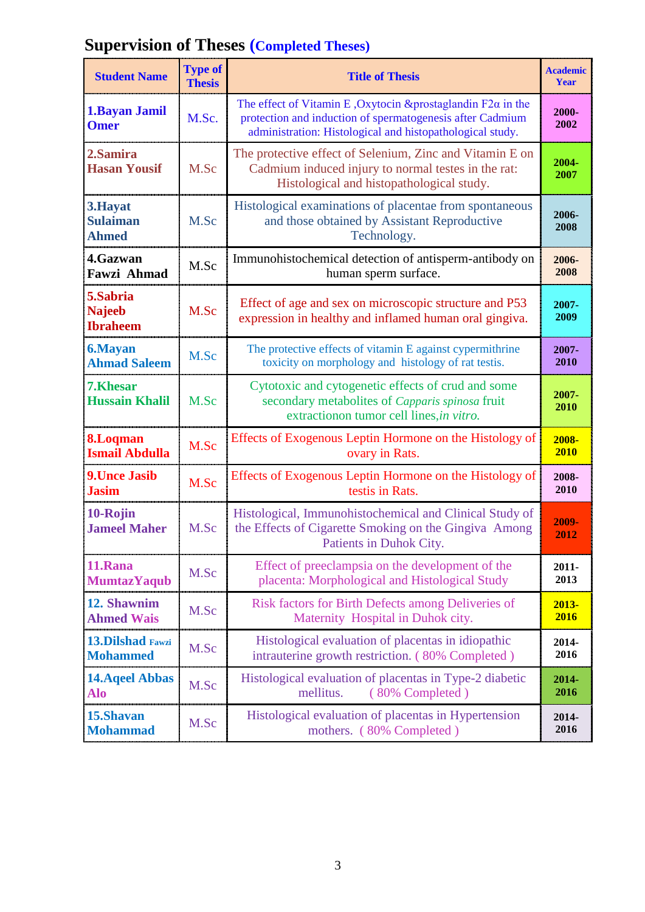## Supervision of Theses (Completed Theses)

| Student Name | Type of Thesis | Title of Thesis | Academic Year |
|---|---|---|---|
| **1.Bayan Jamil Omer** | M.Sc. | The effect of Vitamin E ,Oxytocin &prostaglandin F2α in the protection and induction of spermatogenesis after Cadmium administration: Histological and histopathological study. | **2000-2002** |
| **2.Samira Hasan Yousif** | M.Sc | The protective effect of Selenium, Zinc and Vitamin E on Cadmium induced injury to normal testes in the rat: Histological and histopathological study. | **2004-2007** |
| **3.Hayat Sulaiman Ahmed** | M.Sc | Histological examinations of placentae from spontaneous and those obtained by Assistant Reproductive Technology. | **2006-2008** |
| **4.Gazwan Fawzi Ahmad** | M.Sc | Immunohistochemical detection of antisperm-antibody on human sperm surface. | **2006-2008** |
| **5.Sabria Najeeb Ibraheem** | M.Sc | Effect of age and sex on microscopic structure and P53 expression in healthy and inflamed human oral gingiva. | **2007-2009** |
| **6.Mayan Ahmad Saleem** | M.Sc | The protective effects of vitamin E against cypermithrine toxicity on morphology and histology of rat testis. | **2007-2010** |
| **7.Khesar Hussain Khalil** | M.Sc | Cytotoxic and cytogenetic effects of crud and some secondary metabolites of *Capparis spinosa* fruit extractionon tumor cell lines,*in vitro.* | **2007-2010** |
| **8.Loqman Ismail Abdulla** | M.Sc | Effects of Exogenous Leptin Hormone on the Histology of ovary in Rats. | **2008-2010** |
| **9.Unce Jasib Jasim** | M.Sc | Effects of Exogenous Leptin Hormone on the Histology of testis in Rats. | **2008-2010** |
| **10-Rojin Jameel Maher** | M.Sc | Histological, Immunohistochemical and Clinical Study of the Effects of Cigarette Smoking on the Gingiva Among Patients in Duhok City. | **2009-2012** |
| **11.Rana MumtazYaqub** | M.Sc | Effect of preeclampsia on the development of the placenta: Morphological and Histological Study | **2011-2013** |
| **12. Shawnim Ahmed Wais** | M.Sc | Risk factors for Birth Defects among Deliveries of Maternity Hospital in Duhok city. | **2013-2016** |
| **13.Dilshad Fawzi Mohammed** | M.Sc | Histological evaluation of placentas in idiopathic intrauterine growth restriction. ( 80% Completed ) | **2014-2016** |
| **14.Aqeel Abbas Alo** | M.Sc | Histological evaluation of placentas in Type-2 diabetic mellitus. ( 80% Completed ) | **2014-2016** |
| **15.Shavan Mohammad** | M.Sc | Histological evaluation of placentas in Hypertension mothers. ( 80% Completed ) | **2014-2016** |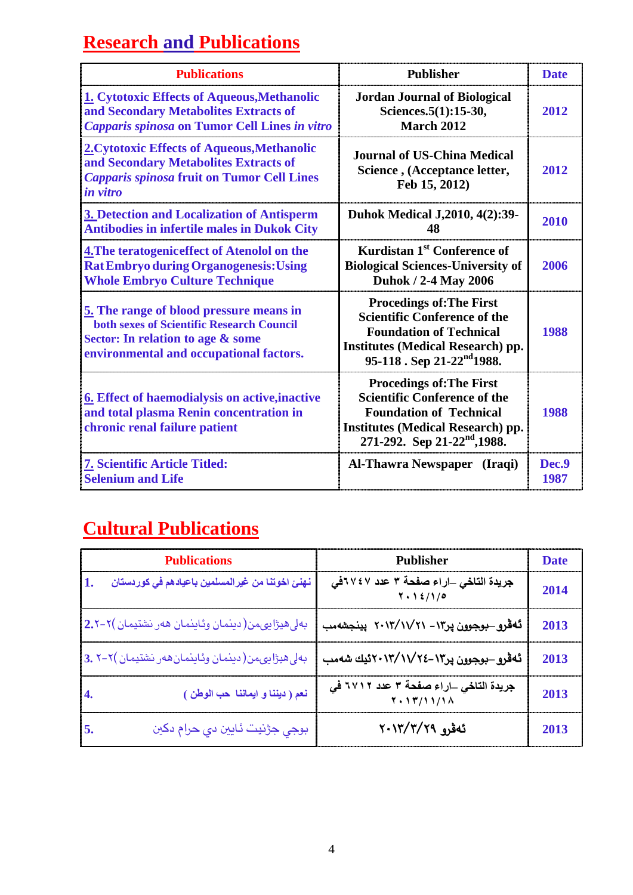## Research and Publications

| Publications | Publisher | Date |
|---|---|---|
| 1. Cytotoxic Effects of Aqueous,Methanolic and Secondary Metabolites Extracts of *Capparis spinosa* on Tumor Cell Lines *in vitro* | Jordan Journal of Biological Sciences.5(1):15-30, March 2012 | 2012 |
| 2.Cytotoxic Effects of Aqueous,Methanolic and Secondary Metabolites Extracts of *Capparis spinosa* fruit on Tumor Cell Lines *in vitro* | Journal of US-China Medical Science , (Acceptance letter, Feb 15, 2012) | 2012 |
| 3. Detection and Localization of Antisperm Antibodies in infertile males in Dukok City | Duhok Medical J,2010, 4(2):39-48 | 2010 |
| 4.The teratogeniceffect of Atenolol on the Rat Embryo during Organogenesis:Using Whole Embryo Culture Technique | Kurdistan 1st Conference of Biological Sciences-University of Duhok / 2-4 May 2006 | 2006 |
| 5. The range of blood pressure means in both sexes of Scientific Research Council Sector: In relation to age & some environmental and occupational factors. | Procedings of:The First Scientific Conference of the Foundation of Technical Institutes (Medical Research) pp. 95-118 . Sep 21-22nd1988. | 1988 |
| 6. Effect of haemodialysis on active,inactive and total plasma Renin concentration in chronic renal failure patient | Procedings of:The First Scientific Conference of the Foundation of Technical Institutes (Medical Research) pp. 271-292. Sep 21-22nd,1988. | 1988 |
| 7. Scientific Article Titled: Selenium and Life | Al-Thawra Newspaper (Iraqi) | Dec.9 1987 |

## Cultural Publications

| Publications | Publisher | Date |
|---|---|---|
| 1. نهنئ اخوتنا من غيرالمسلمين باعيادهم في كوردستان | جريدة التاخي –اراء صفحة ٣ عدد ٦٧٤٧في ٢٠١٤/١/٥ | 2014 |
| 2.بەلێهێزایی‌یمن(دینمان وئاینمان هەر نشتیمان)٢-٢ | ئەڤرو –بوجوون پر١٣- ٢٠١٣/١١/٢١ پینجشەمب | 2013 |
| 3. بەلێهێزایی‌یمن(دینمان وئاینمان‌هەر نشتیمان)٢-٢ | ئەڤرو –بوجوون پر١٣-٢٠١٣/١١/٢٤ئیك شەمب | 2013 |
| 4. نعم ( ديننا و ايماننا حب الوطن ) | جريدة التاخي –اراء صفحة ٣ عدد ٦٧١٢ في ٢٠١٣/١١/١٨ | 2013 |
| 5. بوچی جژنێت ئاینی دی حرام دکین | ئەڤرو ٢٠١٣/٣/٢٩ | 2013 |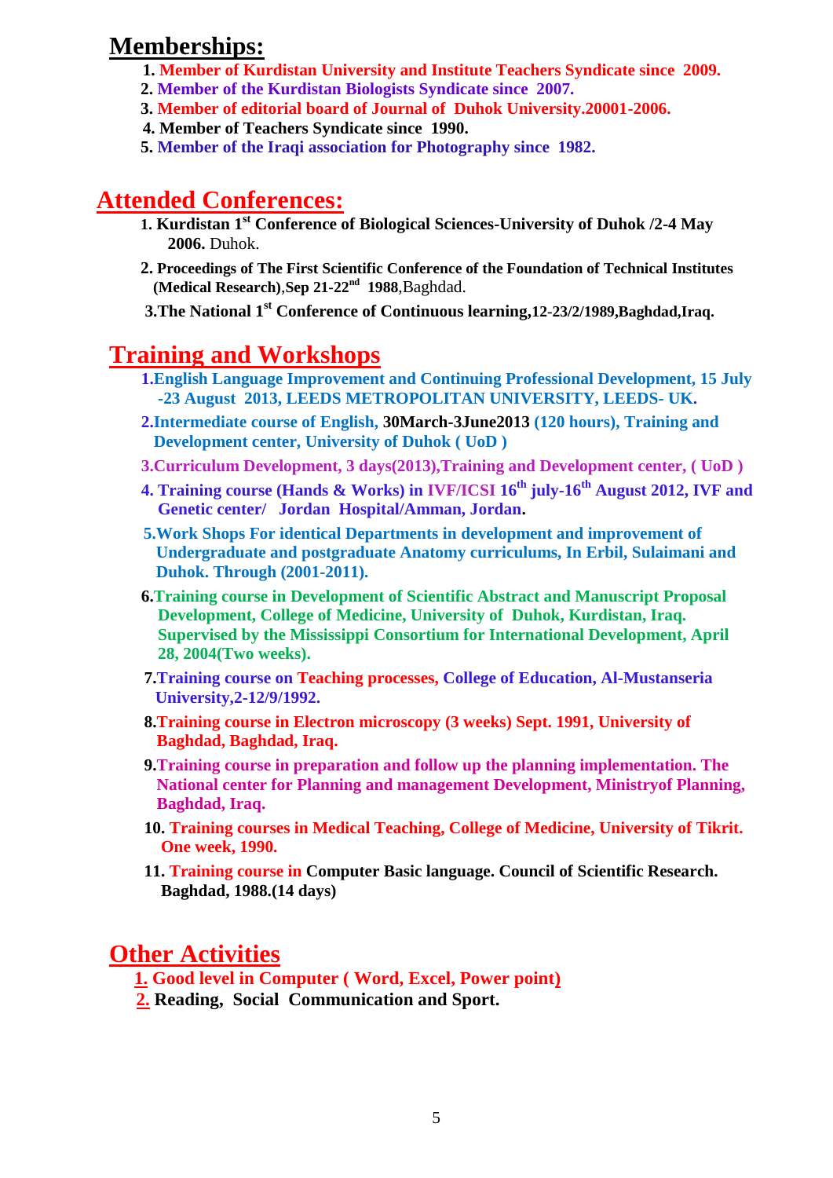## Memberships:

1. Member of Kurdistan University and Institute Teachers Syndicate since 2009.
2. Member of the Kurdistan Biologists Syndicate since 2007.
3. Member of editorial board of Journal of Duhok University.20001-2006.
4. Member of Teachers Syndicate since 1990.
5. Member of the Iraqi association for Photography since 1982.

## Attended Conferences:

1. **Kurdistan 1st Conference of Biological Sciences-University of Duhok /2-4 May 2006.** Duhok.
2. **Proceedings of The First Scientific Conference of the Foundation of Technical Institutes (Medical Research)**,**Sep 21-22nd 1988**,Baghdad.
3. **The National 1st Conference of Continuous learning,12-23/2/1989,Baghdad,Iraq.**

## Training and Workshops

1. **English Language Improvement and Continuing Professional Development, 15 July -23 August 2013, LEEDS METROPOLITAN UNIVERSITY, LEEDS- UK.**
2. **Intermediate course of English, 30March-3June2013 (120 hours), Training and Development center, University of Duhok ( UoD )**
3. **Curriculum Development, 3 days(2013),Training and Development center, ( UoD )**
4. **Training course (Hands & Works) in IVF/ICSI 16th july-16th August 2012, IVF and Genetic center/ Jordan Hospital/Amman, Jordan.**
5. **Work Shops For identical Departments in development and improvement of Undergraduate and postgraduate Anatomy curriculums, In Erbil, Sulaimani and Duhok. Through (2001-2011).**
6. **Training course in Development of Scientific Abstract and Manuscript Proposal Development, College of Medicine, University of Duhok, Kurdistan, Iraq. Supervised by the Mississippi Consortium for International Development, April 28, 2004(Two weeks).**
7. **Training course on Teaching processes, College of Education, Al-Mustanseria University,2-12/9/1992.**
8. **Training course in Electron microscopy (3 weeks) Sept. 1991, University of Baghdad, Baghdad, Iraq.**
9. **Training course in preparation and follow up the planning implementation. The National center for Planning and management Development, Ministryof Planning, Baghdad, Iraq.**
10. **Training courses in Medical Teaching, College of Medicine, University of Tikrit. One week, 1990.**
11. **Training course in Computer Basic language. Council of Scientific Research. Baghdad, 1988.(14 days)**

## Other Activities

1. **Good level in Computer ( Word, Excel, Power point)**
2. **Reading, Social Communication and Sport.**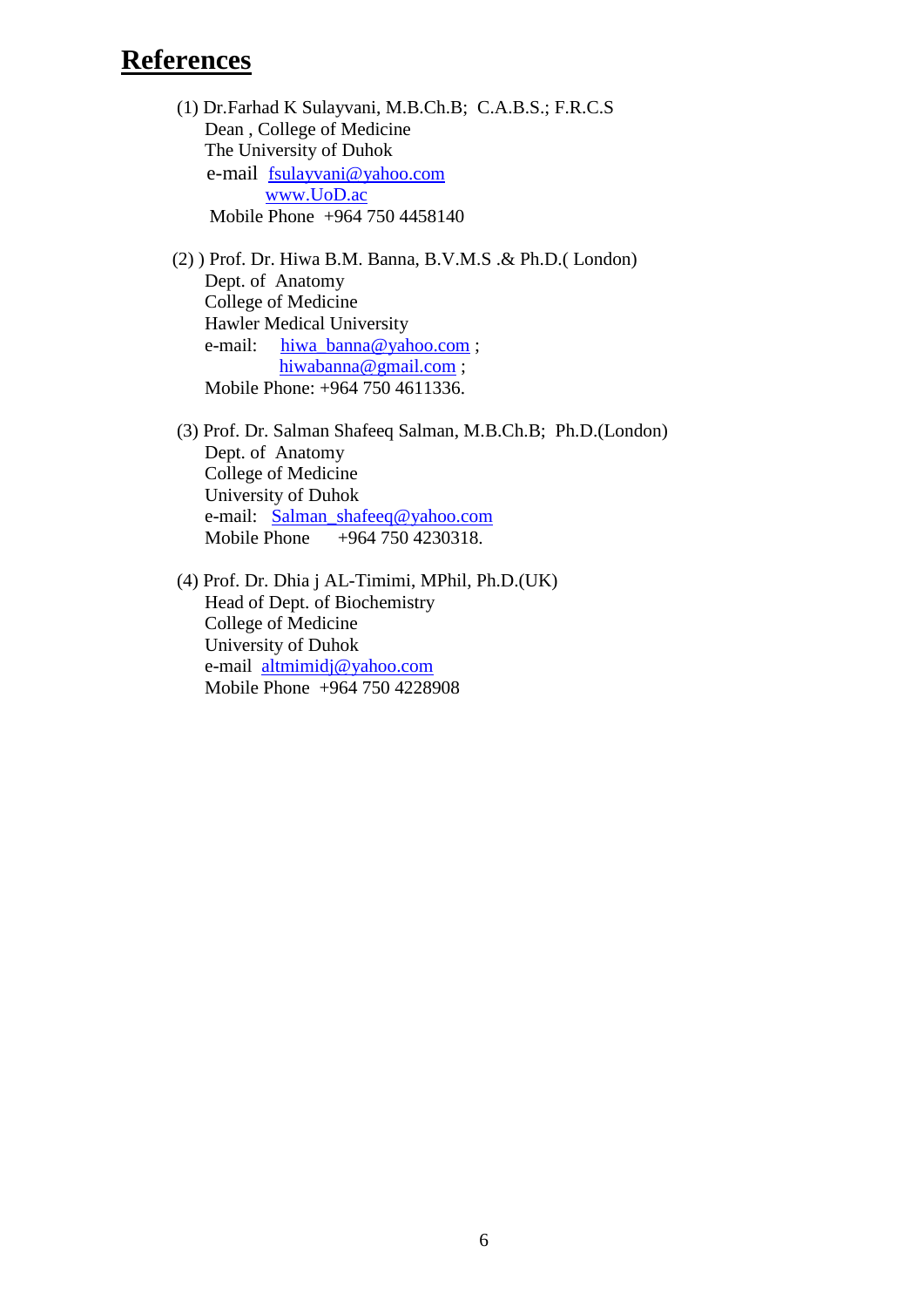# References

(1) Dr.Farhad K Sulayvani, M.B.Ch.B; C.A.B.S.; F.R.C.S
Dean , College of Medicine
The University of Duhok
e-mail fsulayvani@yahoo.com
www.UoD.ac
Mobile Phone +964 750 4458140

(2) ) Prof. Dr. Hiwa B.M. Banna, B.V.M.S .& Ph.D.( London)
Dept. of Anatomy
College of Medicine
Hawler Medical University
e-mail: hiwa_banna@yahoo.com ;
hiwabanna@gmail.com ;
Mobile Phone: +964 750 4611336.

(3) Prof. Dr. Salman Shafeeq Salman, M.B.Ch.B; Ph.D.(London)
Dept. of Anatomy
College of Medicine
University of Duhok
e-mail: Salman_shafeeq@yahoo.com
Mobile Phone +964 750 4230318.

(4) Prof. Dr. Dhia j AL-Timimi, MPhil, Ph.D.(UK)
Head of Dept. of Biochemistry
College of Medicine
University of Duhok
e-mail altmimidj@yahoo.com
Mobile Phone +964 750 4228908